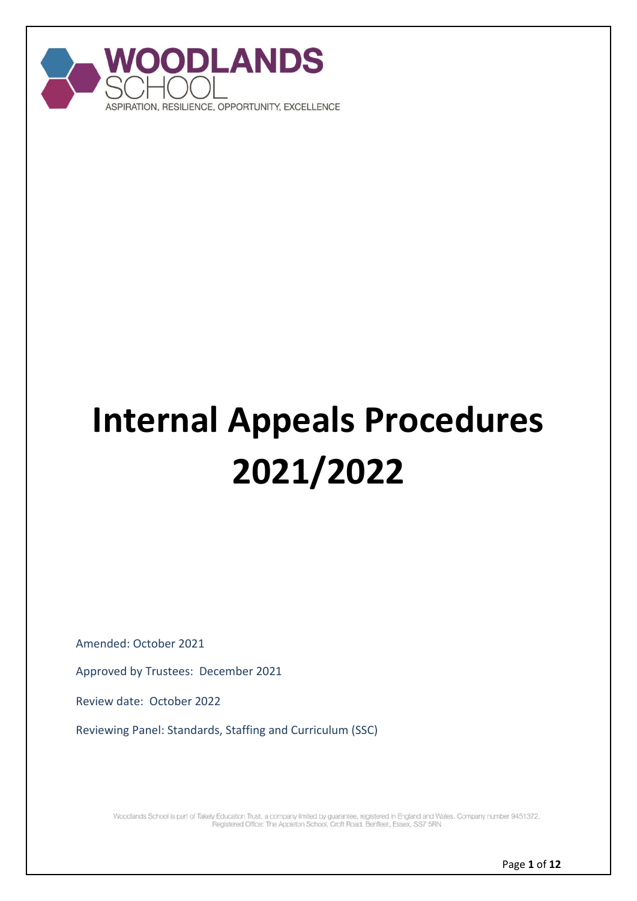WOODLANDS SCHOOL

ASPIRATION, RESILIENCE, OPPORTUNITY, EXCELLENCE

# Internal Appeals Procedures 2021/2022

Amended: October 2021

Approved by Trustees: December 2021

Review date: October 2022

Reviewing Panel: Standards, Staffing and Curriculum (SSC)

Woodlands School is part of Takely Education Trust, a company limited by guarantee, registered in England and Wales. Company number 9451372. Registered Office: The Appleton School, Croft Road, Benfleet, Essex, SS7 5RN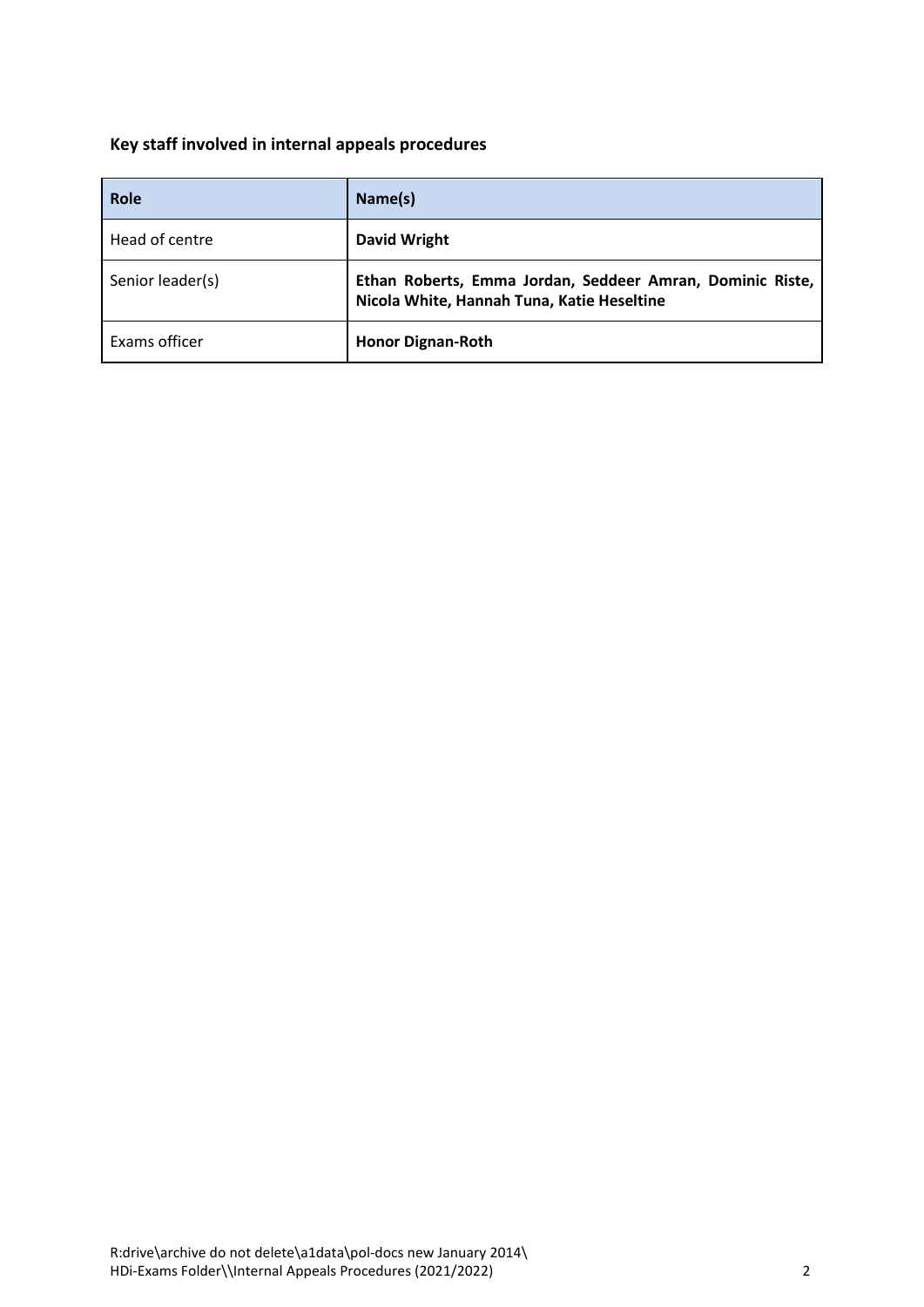**Key staff involved in internal appeals procedures**

| Role | Name(s) |
| --- | --- |
| Head of centre | **David Wright** |
| Senior leader(s) | **Ethan Roberts, Emma Jordan, Seddeer Amran, Dominic Riste, Nicola White, Hannah Tuna, Katie Heseltine** |
| Exams officer | **Honor Dignan-Roth** |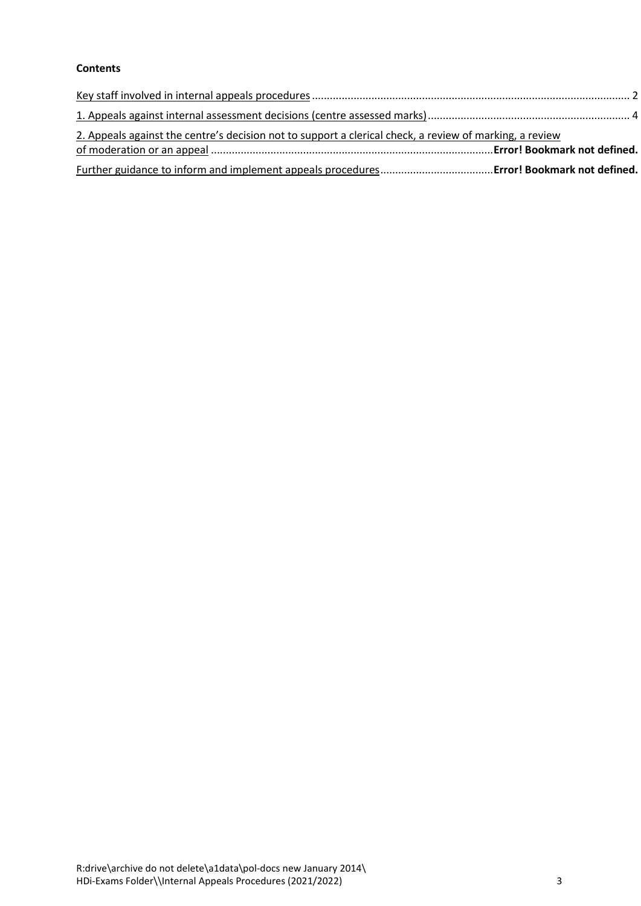**Contents**

Key staff involved in internal appeals procedures ........................................................................................................ 2

1. Appeals against internal assessment decisions (centre assessed marks) .................................................................... 4

2. Appeals against the centre's decision not to support a clerical check, a review of marking, a review of moderation or an appeal ..............................................................................................**Error! Bookmark not defined.**

Further guidance to inform and implement appeals procedures......................................**Error! Bookmark not defined.**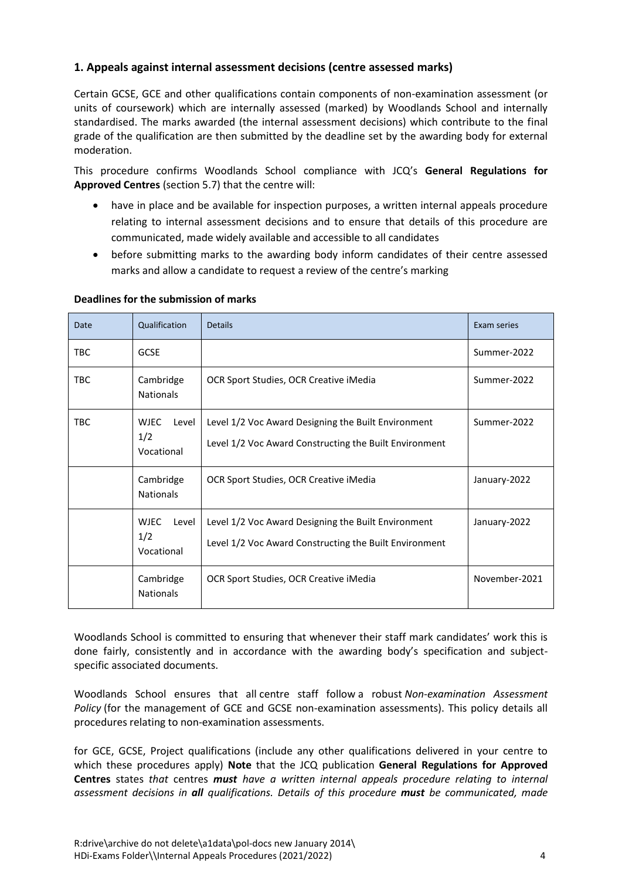## 1. Appeals against internal assessment decisions (centre assessed marks)

Certain GCSE, GCE and other qualifications contain components of non-examination assessment (or units of coursework) which are internally assessed (marked) by Woodlands School and internally standardised. The marks awarded (the internal assessment decisions) which contribute to the final grade of the qualification are then submitted by the deadline set by the awarding body for external moderation.

This procedure confirms Woodlands School compliance with JCQ's **General Regulations for Approved Centres** (section 5.7) that the centre will:

- have in place and be available for inspection purposes, a written internal appeals procedure relating to internal assessment decisions and to ensure that details of this procedure are communicated, made widely available and accessible to all candidates
- before submitting marks to the awarding body inform candidates of their centre assessed marks and allow a candidate to request a review of the centre's marking

**Deadlines for the submission of marks**

| Date | Qualification | Details | Exam series |
|---|---|---|---|
| TBC | GCSE | | Summer-2022 |
| TBC | Cambridge Nationals | OCR Sport Studies, OCR Creative iMedia | Summer-2022 |
| TBC | WJEC Level 1/2 Vocational | Level 1/2 Voc Award Designing the Built Environment<br>Level 1/2 Voc Award Constructing the Built Environment | Summer-2022 |
| | Cambridge Nationals | OCR Sport Studies, OCR Creative iMedia | January-2022 |
| | WJEC Level 1/2 Vocational | Level 1/2 Voc Award Designing the Built Environment<br>Level 1/2 Voc Award Constructing the Built Environment | January-2022 |
| | Cambridge Nationals | OCR Sport Studies, OCR Creative iMedia | November-2021 |

Woodlands School is committed to ensuring that whenever their staff mark candidates' work this is done fairly, consistently and in accordance with the awarding body's specification and subject-specific associated documents.

Woodlands School ensures that all centre staff follow a robust *Non-examination Assessment Policy* (for the management of GCE and GCSE non-examination assessments). This policy details all procedures relating to non-examination assessments.

for GCE, GCSE, Project qualifications (include any other qualifications delivered in your centre to which these procedures apply) **Note** that the JCQ publication **General Regulations for Approved Centres** states *that* centres ***must*** *have a written internal appeals procedure relating to internal assessment decisions in **all** qualifications. Details of this procedure **must** be communicated, made*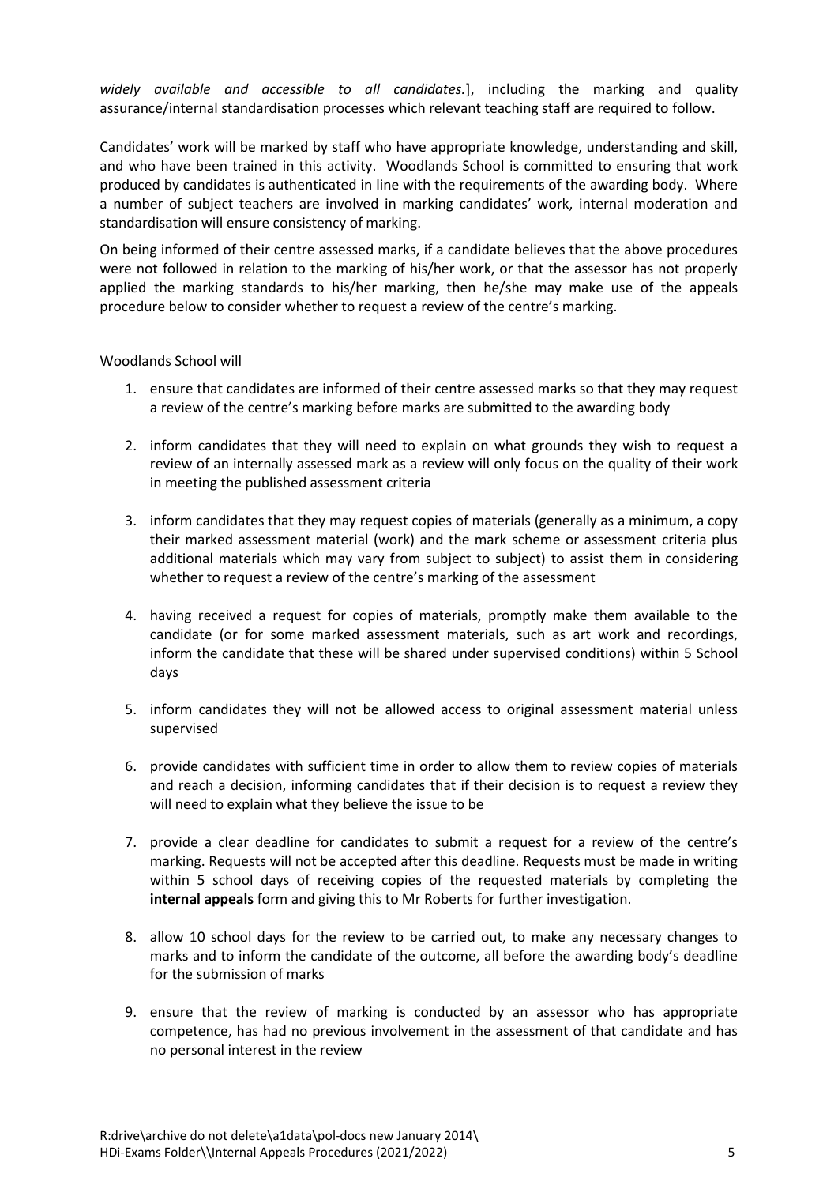*widely available and accessible to all candidates.*], including the marking and quality assurance/internal standardisation processes which relevant teaching staff are required to follow.

Candidates' work will be marked by staff who have appropriate knowledge, understanding and skill, and who have been trained in this activity. Woodlands School is committed to ensuring that work produced by candidates is authenticated in line with the requirements of the awarding body. Where a number of subject teachers are involved in marking candidates' work, internal moderation and standardisation will ensure consistency of marking.

On being informed of their centre assessed marks, if a candidate believes that the above procedures were not followed in relation to the marking of his/her work, or that the assessor has not properly applied the marking standards to his/her marking, then he/she may make use of the appeals procedure below to consider whether to request a review of the centre's marking.

Woodlands School will

1. ensure that candidates are informed of their centre assessed marks so that they may request a review of the centre's marking before marks are submitted to the awarding body
2. inform candidates that they will need to explain on what grounds they wish to request a review of an internally assessed mark as a review will only focus on the quality of their work in meeting the published assessment criteria
3. inform candidates that they may request copies of materials (generally as a minimum, a copy their marked assessment material (work) and the mark scheme or assessment criteria plus additional materials which may vary from subject to subject) to assist them in considering whether to request a review of the centre's marking of the assessment
4. having received a request for copies of materials, promptly make them available to the candidate (or for some marked assessment materials, such as art work and recordings, inform the candidate that these will be shared under supervised conditions) within 5 School days
5. inform candidates they will not be allowed access to original assessment material unless supervised
6. provide candidates with sufficient time in order to allow them to review copies of materials and reach a decision, informing candidates that if their decision is to request a review they will need to explain what they believe the issue to be
7. provide a clear deadline for candidates to submit a request for a review of the centre's marking. Requests will not be accepted after this deadline. Requests must be made in writing within 5 school days of receiving copies of the requested materials by completing the **internal appeals** form and giving this to Mr Roberts for further investigation.
8. allow 10 school days for the review to be carried out, to make any necessary changes to marks and to inform the candidate of the outcome, all before the awarding body's deadline for the submission of marks
9. ensure that the review of marking is conducted by an assessor who has appropriate competence, has had no previous involvement in the assessment of that candidate and has no personal interest in the review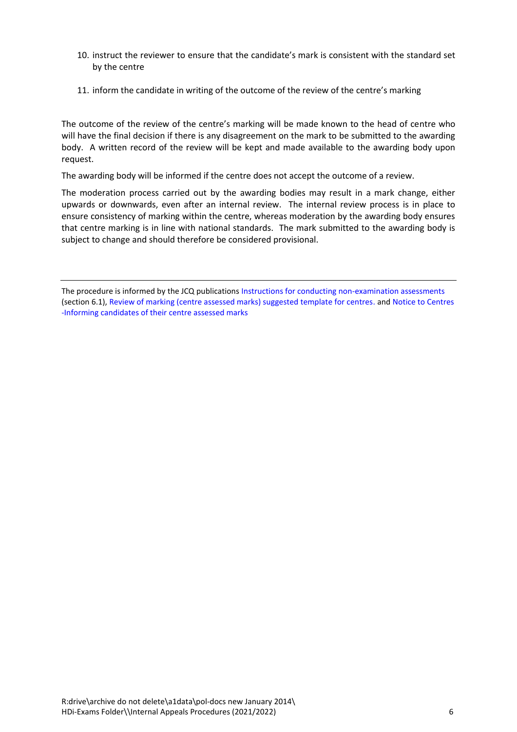10. instruct the reviewer to ensure that the candidate's mark is consistent with the standard set by the centre
11. inform the candidate in writing of the outcome of the review of the centre's marking

The outcome of the review of the centre's marking will be made known to the head of centre who will have the final decision if there is any disagreement on the mark to be submitted to the awarding body. A written record of the review will be kept and made available to the awarding body upon request.

The awarding body will be informed if the centre does not accept the outcome of a review.

The moderation process carried out by the awarding bodies may result in a mark change, either upwards or downwards, even after an internal review. The internal review process is in place to ensure consistency of marking within the centre, whereas moderation by the awarding body ensures that centre marking is in line with national standards. The mark submitted to the awarding body is subject to change and should therefore be considered provisional.

---

The procedure is informed by the JCQ publications Instructions for conducting non-examination assessments (section 6.1), Review of marking (centre assessed marks) suggested template for centres. and Notice to Centres -Informing candidates of their centre assessed marks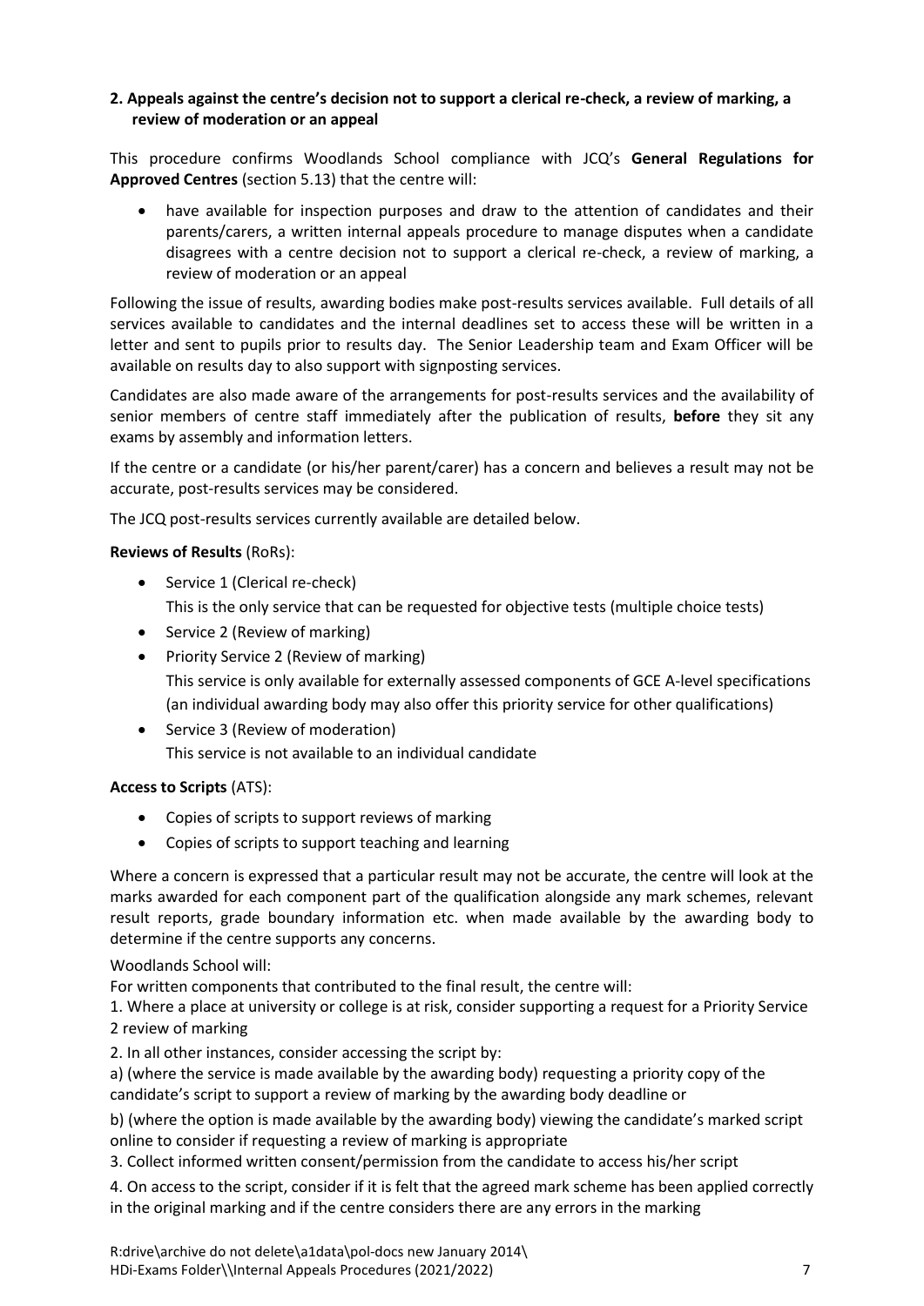## 2. Appeals against the centre's decision not to support a clerical re-check, a review of marking, a review of moderation or an appeal

This procedure confirms Woodlands School compliance with JCQ's **General Regulations for Approved Centres** (section 5.13) that the centre will:

- have available for inspection purposes and draw to the attention of candidates and their parents/carers, a written internal appeals procedure to manage disputes when a candidate disagrees with a centre decision not to support a clerical re-check, a review of marking, a review of moderation or an appeal

Following the issue of results, awarding bodies make post-results services available. Full details of all services available to candidates and the internal deadlines set to access these will be written in a letter and sent to pupils prior to results day. The Senior Leadership team and Exam Officer will be available on results day to also support with signposting services.

Candidates are also made aware of the arrangements for post-results services and the availability of senior members of centre staff immediately after the publication of results, **before** they sit any exams by assembly and information letters.

If the centre or a candidate (or his/her parent/carer) has a concern and believes a result may not be accurate, post-results services may be considered.

The JCQ post-results services currently available are detailed below.

**Reviews of Results** (RoRs):

- Service 1 (Clerical re-check)
  This is the only service that can be requested for objective tests (multiple choice tests)
- Service 2 (Review of marking)
- Priority Service 2 (Review of marking)
  This service is only available for externally assessed components of GCE A-level specifications (an individual awarding body may also offer this priority service for other qualifications)
- Service 3 (Review of moderation)
  This service is not available to an individual candidate

**Access to Scripts** (ATS):

- Copies of scripts to support reviews of marking
- Copies of scripts to support teaching and learning

Where a concern is expressed that a particular result may not be accurate, the centre will look at the marks awarded for each component part of the qualification alongside any mark schemes, relevant result reports, grade boundary information etc. when made available by the awarding body to determine if the centre supports any concerns.

Woodlands School will:

For written components that contributed to the final result, the centre will:

1. Where a place at university or college is at risk, consider supporting a request for a Priority Service 2 review of marking

2. In all other instances, consider accessing the script by:

a) (where the service is made available by the awarding body) requesting a priority copy of the candidate's script to support a review of marking by the awarding body deadline or

b) (where the option is made available by the awarding body) viewing the candidate's marked script online to consider if requesting a review of marking is appropriate

3. Collect informed written consent/permission from the candidate to access his/her script

4. On access to the script, consider if it is felt that the agreed mark scheme has been applied correctly in the original marking and if the centre considers there are any errors in the marking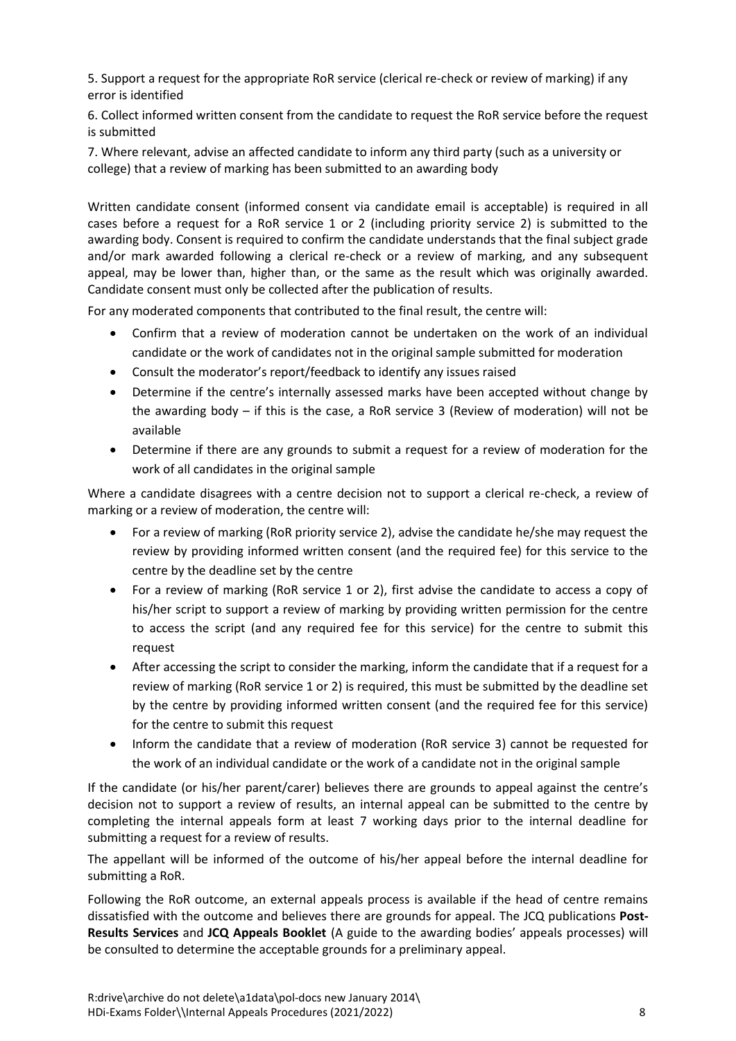5. Support a request for the appropriate RoR service (clerical re-check or review of marking) if any error is identified

6. Collect informed written consent from the candidate to request the RoR service before the request is submitted

7. Where relevant, advise an affected candidate to inform any third party (such as a university or college) that a review of marking has been submitted to an awarding body

Written candidate consent (informed consent via candidate email is acceptable) is required in all cases before a request for a RoR service 1 or 2 (including priority service 2) is submitted to the awarding body. Consent is required to confirm the candidate understands that the final subject grade and/or mark awarded following a clerical re-check or a review of marking, and any subsequent appeal, may be lower than, higher than, or the same as the result which was originally awarded. Candidate consent must only be collected after the publication of results.

For any moderated components that contributed to the final result, the centre will:

- Confirm that a review of moderation cannot be undertaken on the work of an individual candidate or the work of candidates not in the original sample submitted for moderation
- Consult the moderator's report/feedback to identify any issues raised
- Determine if the centre's internally assessed marks have been accepted without change by the awarding body – if this is the case, a RoR service 3 (Review of moderation) will not be available
- Determine if there are any grounds to submit a request for a review of moderation for the work of all candidates in the original sample

Where a candidate disagrees with a centre decision not to support a clerical re-check, a review of marking or a review of moderation, the centre will:

- For a review of marking (RoR priority service 2), advise the candidate he/she may request the review by providing informed written consent (and the required fee) for this service to the centre by the deadline set by the centre
- For a review of marking (RoR service 1 or 2), first advise the candidate to access a copy of his/her script to support a review of marking by providing written permission for the centre to access the script (and any required fee for this service) for the centre to submit this request
- After accessing the script to consider the marking, inform the candidate that if a request for a review of marking (RoR service 1 or 2) is required, this must be submitted by the deadline set by the centre by providing informed written consent (and the required fee for this service) for the centre to submit this request
- Inform the candidate that a review of moderation (RoR service 3) cannot be requested for the work of an individual candidate or the work of a candidate not in the original sample

If the candidate (or his/her parent/carer) believes there are grounds to appeal against the centre's decision not to support a review of results, an internal appeal can be submitted to the centre by completing the internal appeals form at least 7 working days prior to the internal deadline for submitting a request for a review of results.

The appellant will be informed of the outcome of his/her appeal before the internal deadline for submitting a RoR.

Following the RoR outcome, an external appeals process is available if the head of centre remains dissatisfied with the outcome and believes there are grounds for appeal. The JCQ publications **Post-Results Services** and **JCQ Appeals Booklet** (A guide to the awarding bodies' appeals processes) will be consulted to determine the acceptable grounds for a preliminary appeal.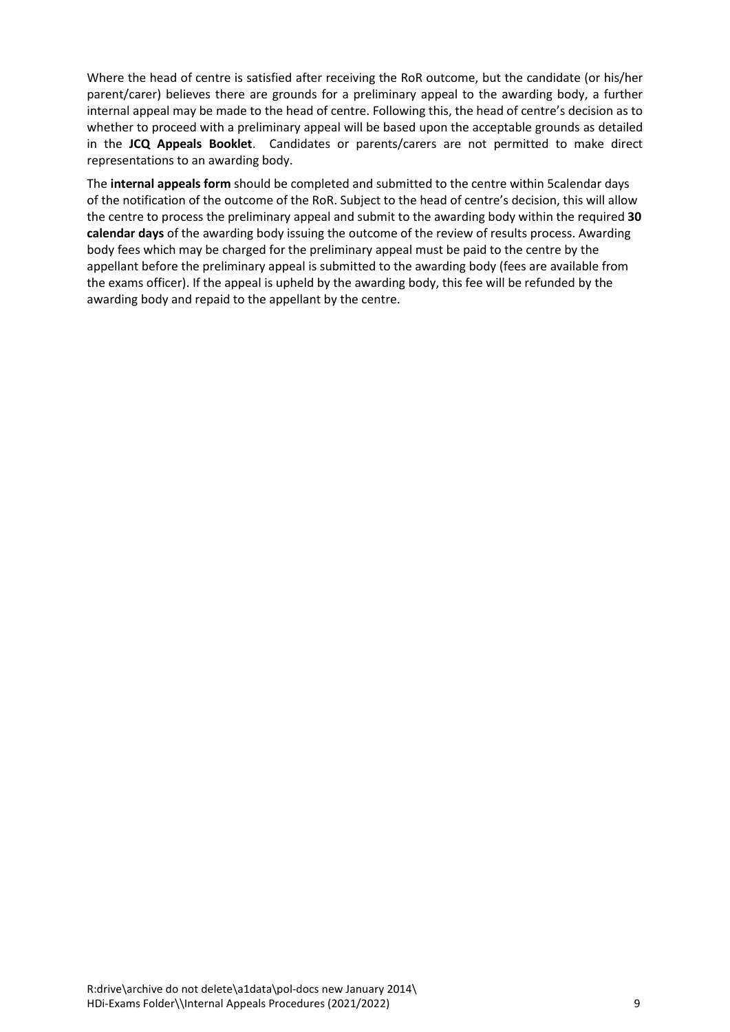Where the head of centre is satisfied after receiving the RoR outcome, but the candidate (or his/her parent/carer) believes there are grounds for a preliminary appeal to the awarding body, a further internal appeal may be made to the head of centre. Following this, the head of centre's decision as to whether to proceed with a preliminary appeal will be based upon the acceptable grounds as detailed in the **JCQ Appeals Booklet**. Candidates or parents/carers are not permitted to make direct representations to an awarding body.

The **internal appeals form** should be completed and submitted to the centre within 5calendar days of the notification of the outcome of the RoR. Subject to the head of centre's decision, this will allow the centre to process the preliminary appeal and submit to the awarding body within the required **30 calendar days** of the awarding body issuing the outcome of the review of results process. Awarding body fees which may be charged for the preliminary appeal must be paid to the centre by the appellant before the preliminary appeal is submitted to the awarding body (fees are available from the exams officer). If the appeal is upheld by the awarding body, this fee will be refunded by the awarding body and repaid to the appellant by the centre.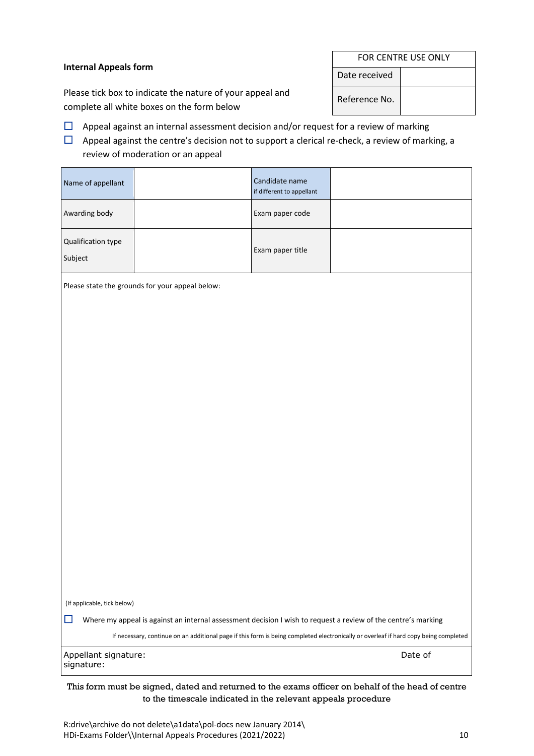**Internal Appeals form**

| FOR CENTRE USE ONLY | |
|---|---|
| Date received | |
| Reference No. | |

Please tick box to indicate the nature of your appeal and complete all white boxes on the form below

- ☐ Appeal against an internal assessment decision and/or request for a review of marking
- ☐ Appeal against the centre's decision not to support a clerical re-check, a review of marking, a review of moderation or an appeal

| Name of appellant | | Candidate name if different to appellant | |
|---|---|---|---|
| Awarding body | | Exam paper code | |
| Qualification type Subject | | Exam paper title | |

Please state the grounds for your appeal below:

(If applicable, tick below)

☐ Where my appeal is against an internal assessment decision I wish to request a review of the centre's marking

If necessary, continue on an additional page if this form is being completed electronically or overleaf if hard copy being completed

Appellant signature: Date of signature:

**This form must be signed, dated and returned to the exams officer on behalf of the head of centre to the timescale indicated in the relevant appeals procedure**

R:drive\archive do not delete\a1data\pol-docs new January 2014\
HDi-Exams Folder\\Internal Appeals Procedures (2021/2022)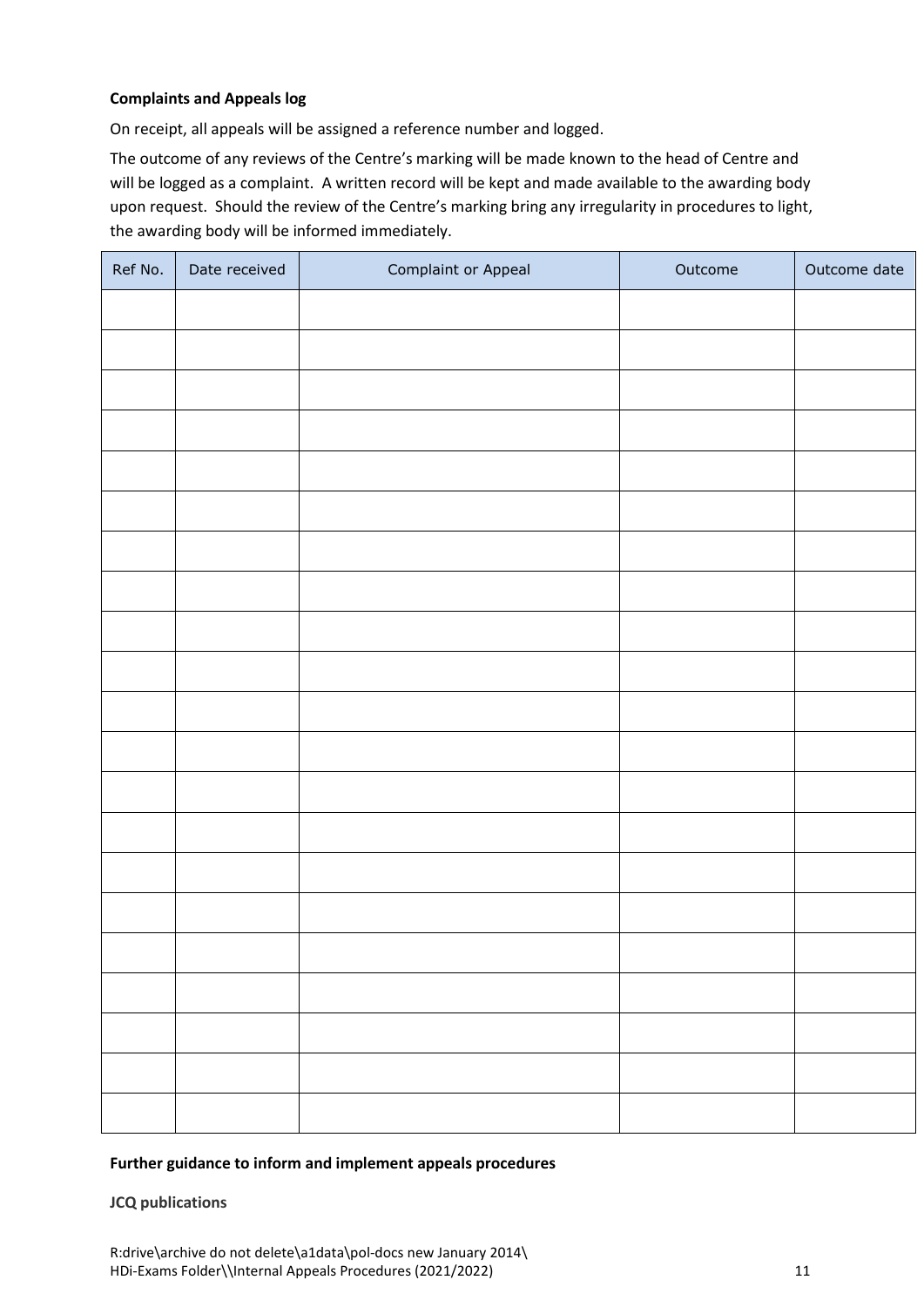**Complaints and Appeals log**

On receipt, all appeals will be assigned a reference number and logged.

The outcome of any reviews of the Centre's marking will be made known to the head of Centre and will be logged as a complaint. A written record will be kept and made available to the awarding body upon request. Should the review of the Centre's marking bring any irregularity in procedures to light, the awarding body will be informed immediately.

| Ref No. | Date received | Complaint or Appeal | Outcome | Outcome date |
|---|---|---|---|---|
| | | | | |
| | | | | |
| | | | | |
| | | | | |
| | | | | |
| | | | | |
| | | | | |
| | | | | |
| | | | | |
| | | | | |
| | | | | |
| | | | | |
| | | | | |
| | | | | |
| | | | | |
| | | | | |
| | | | | |
| | | | | |
| | | | | |
| | | | | |
| | | | | |

**Further guidance to inform and implement appeals procedures**

**JCQ publications**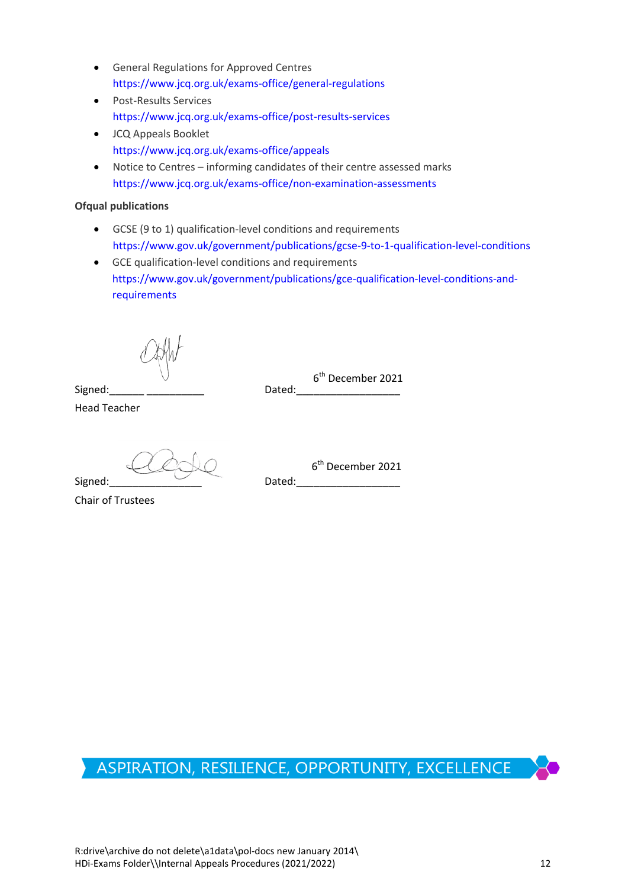- General Regulations for Approved Centres
  https://www.jcq.org.uk/exams-office/general-regulations
- Post-Results Services
  https://www.jcq.org.uk/exams-office/post-results-services
- JCQ Appeals Booklet
  https://www.jcq.org.uk/exams-office/appeals
- Notice to Centres – informing candidates of their centre assessed marks
  https://www.jcq.org.uk/exams-office/non-examination-assessments

**Ofqual publications**

- GCSE (9 to 1) qualification-level conditions and requirements
  https://www.gov.uk/government/publications/gcse-9-to-1-qualification-level-conditions
- GCE qualification-level conditions and requirements
  https://www.gov.uk/government/publications/gce-qualification-level-conditions-and-requirements

Signed:______ __________ Dated: 6th December 2021

Head Teacher

Signed:________________ Dated: 6th December 2021

Chair of Trustees

ASPIRATION, RESILIENCE, OPPORTUNITY, EXCELLENCE

R:drive\archive do not delete\a1data\pol-docs new January 2014\
HDi-Exams Folder\\Internal Appeals Procedures (2021/2022)